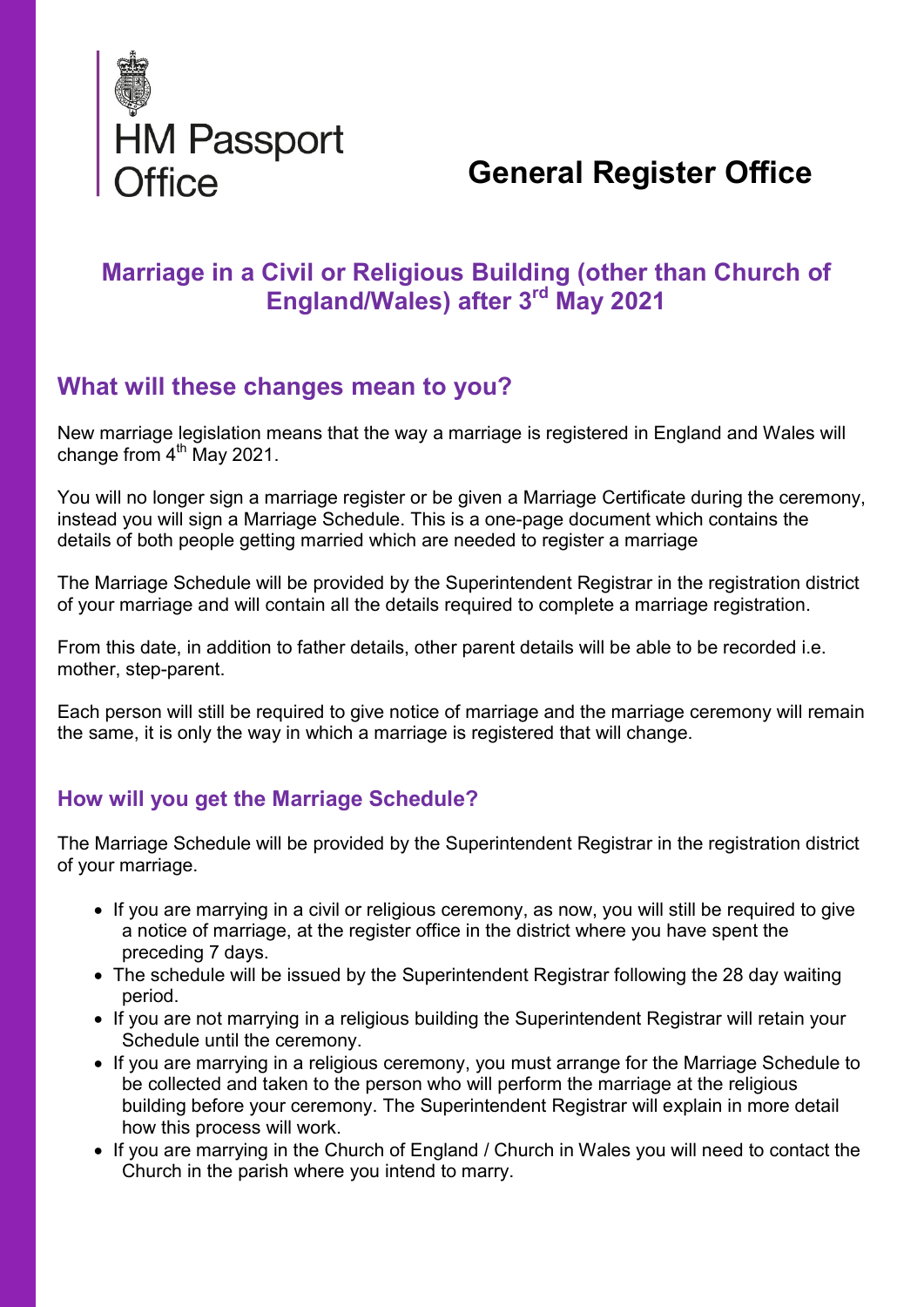HM Passport Office

# General Register Office

## Marriage in a Civil or Religious Building (other than Church of England/Wales) after 3rd May 2021

## What will these changes mean to you?

New marriage legislation means that the way a marriage is registered in England and Wales will change from 4th May 2021.

You will no longer sign a marriage register or be given a Marriage Certificate during the ceremony, instead you will sign a Marriage Schedule. This is a one-page document which contains the details of both people getting married which are needed to register a marriage

The Marriage Schedule will be provided by the Superintendent Registrar in the registration district of your marriage and will contain all the details required to complete a marriage registration.

From this date, in addition to father details, other parent details will be able to be recorded i.e. mother, step-parent.

Each person will still be required to give notice of marriage and the marriage ceremony will remain the same, it is only the way in which a marriage is registered that will change.

### How will you get the Marriage Schedule?

The Marriage Schedule will be provided by the Superintendent Registrar in the registration district of your marriage.

- If you are marrying in a civil or religious ceremony, as now, you will still be required to give a notice of marriage, at the register office in the district where you have spent the preceding 7 days.
- The schedule will be issued by the Superintendent Registrar following the 28 day waiting period.
- If you are not marrying in a religious building the Superintendent Registrar will retain your Schedule until the ceremony.
- If you are marrying in a religious ceremony, you must arrange for the Marriage Schedule to be collected and taken to the person who will perform the marriage at the religious building before your ceremony. The Superintendent Registrar will explain in more detail how this process will work.
- If you are marrying in the Church of England / Church in Wales you will need to contact the Church in the parish where you intend to marry.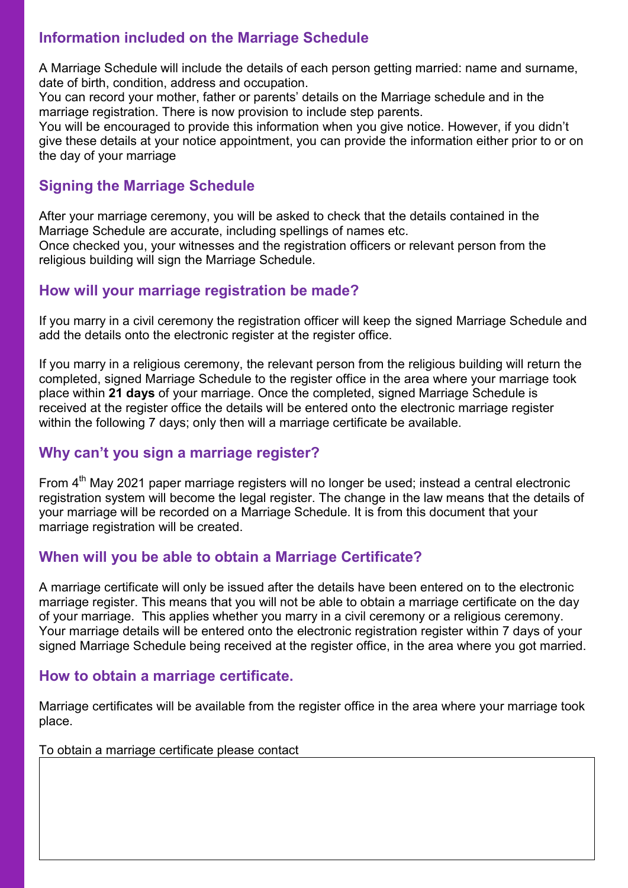## Information included on the Marriage Schedule

A Marriage Schedule will include the details of each person getting married: name and surname, date of birth, condition, address and occupation.
You can record your mother, father or parents' details on the Marriage schedule and in the marriage registration. There is now provision to include step parents.
You will be encouraged to provide this information when you give notice. However, if you didn't give these details at your notice appointment, you can provide the information either prior to or on the day of your marriage

## Signing the Marriage Schedule

After your marriage ceremony, you will be asked to check that the details contained in the Marriage Schedule are accurate, including spellings of names etc.
Once checked you, your witnesses and the registration officers or relevant person from the religious building will sign the Marriage Schedule.

## How will your marriage registration be made?

If you marry in a civil ceremony the registration officer will keep the signed Marriage Schedule and add the details onto the electronic register at the register office.

If you marry in a religious ceremony, the relevant person from the religious building will return the completed, signed Marriage Schedule to the register office in the area where your marriage took place within **21 days** of your marriage. Once the completed, signed Marriage Schedule is received at the register office the details will be entered onto the electronic marriage register within the following 7 days; only then will a marriage certificate be available.

## Why can't you sign a marriage register?

From 4th May 2021 paper marriage registers will no longer be used; instead a central electronic registration system will become the legal register. The change in the law means that the details of your marriage will be recorded on a Marriage Schedule. It is from this document that your marriage registration will be created.

## When will you be able to obtain a Marriage Certificate?

A marriage certificate will only be issued after the details have been entered on to the electronic marriage register. This means that you will not be able to obtain a marriage certificate on the day of your marriage. This applies whether you marry in a civil ceremony or a religious ceremony. Your marriage details will be entered onto the electronic registration register within 7 days of your signed Marriage Schedule being received at the register office, in the area where you got married.

## How to obtain a marriage certificate.

Marriage certificates will be available from the register office in the area where your marriage took place.

To obtain a marriage certificate please contact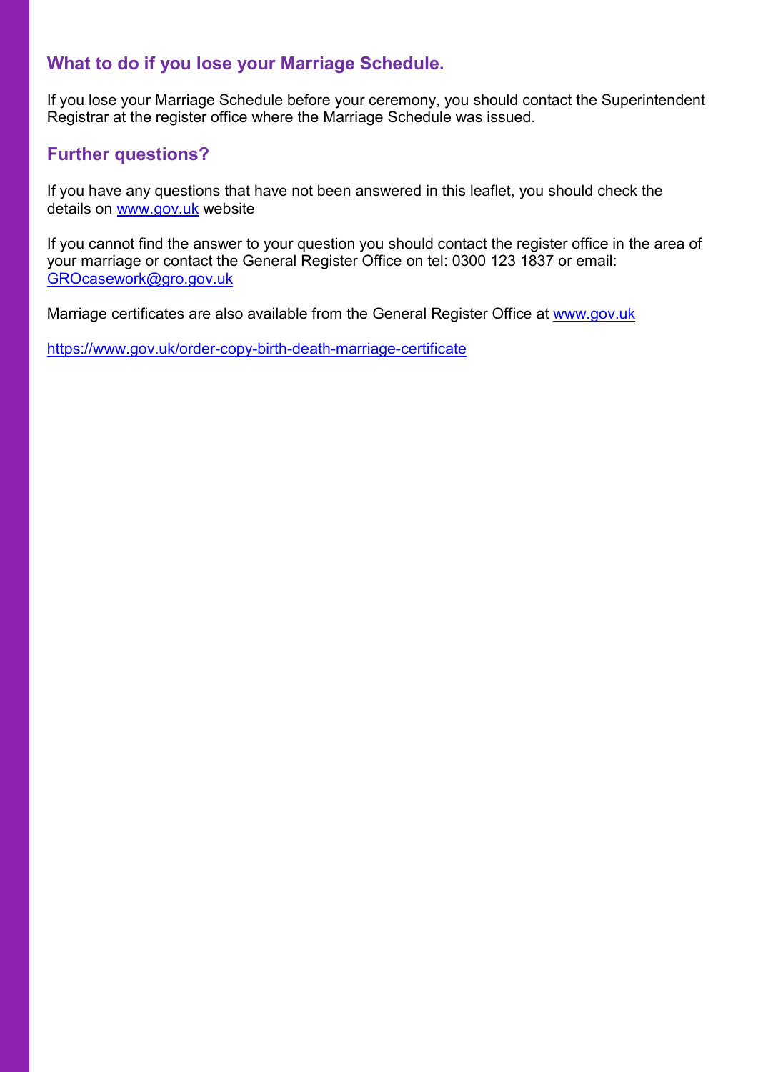## What to do if you lose your Marriage Schedule.

If you lose your Marriage Schedule before your ceremony, you should contact the Superintendent Registrar at the register office where the Marriage Schedule was issued.

## Further questions?

If you have any questions that have not been answered in this leaflet, you should check the details on www.gov.uk website

If you cannot find the answer to your question you should contact the register office in the area of your marriage or contact the General Register Office on tel: 0300 123 1837 or email: GROcasework@gro.gov.uk

Marriage certificates are also available from the General Register Office at www.gov.uk

https://www.gov.uk/order-copy-birth-death-marriage-certificate